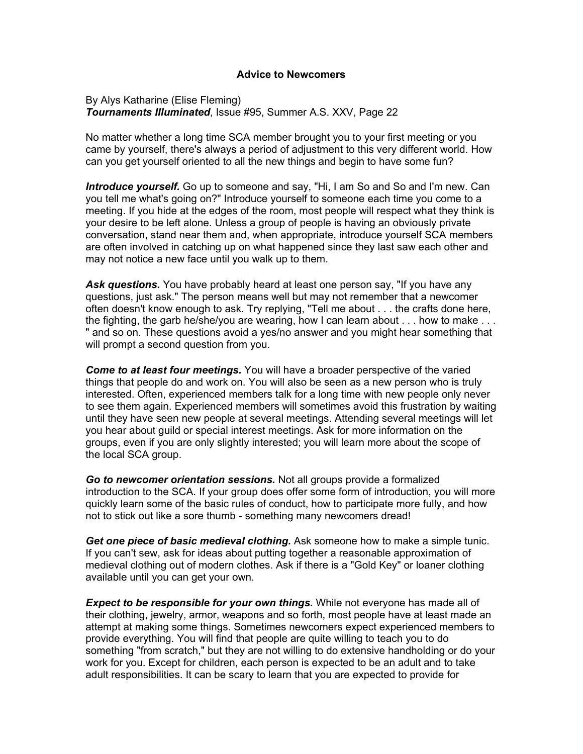# Advice to Newcomers

By Alys Katharine (Elise Fleming)
***Tournaments Illuminated***, Issue #95, Summer A.S. XXV, Page 22

No matter whether a long time SCA member brought you to your first meeting or you came by yourself, there's always a period of adjustment to this very different world. How can you get yourself oriented to all the new things and begin to have some fun?

***Introduce yourself.*** Go up to someone and say, "Hi, I am So and So and I'm new. Can you tell me what's going on?" Introduce yourself to someone each time you come to a meeting. If you hide at the edges of the room, most people will respect what they think is your desire to be left alone. Unless a group of people is having an obviously private conversation, stand near them and, when appropriate, introduce yourself SCA members are often involved in catching up on what happened since they last saw each other and may not notice a new face until you walk up to them.

***Ask questions.*** You have probably heard at least one person say, "If you have any questions, just ask." The person means well but may not remember that a newcomer often doesn't know enough to ask. Try replying, "Tell me about . . . the crafts done here, the fighting, the garb he/she/you are wearing, how I can learn about . . . how to make . . . " and so on. These questions avoid a yes/no answer and you might hear something that will prompt a second question from you.

***Come to at least four meetings.*** You will have a broader perspective of the varied things that people do and work on. You will also be seen as a new person who is truly interested. Often, experienced members talk for a long time with new people only never to see them again. Experienced members will sometimes avoid this frustration by waiting until they have seen new people at several meetings. Attending several meetings will let you hear about guild or special interest meetings. Ask for more information on the groups, even if you are only slightly interested; you will learn more about the scope of the local SCA group.

***Go to newcomer orientation sessions.*** Not all groups provide a formalized introduction to the SCA. If your group does offer some form of introduction, you will more quickly learn some of the basic rules of conduct, how to participate more fully, and how not to stick out like a sore thumb - something many newcomers dread!

***Get one piece of basic medieval clothing.*** Ask someone how to make a simple tunic. If you can't sew, ask for ideas about putting together a reasonable approximation of medieval clothing out of modern clothes. Ask if there is a "Gold Key" or loaner clothing available until you can get your own.

***Expect to be responsible for your own things.*** While not everyone has made all of their clothing, jewelry, armor, weapons and so forth, most people have at least made an attempt at making some things. Sometimes newcomers expect experienced members to provide everything. You will find that people are quite willing to teach you to do something "from scratch," but they are not willing to do extensive handholding or do your work for you. Except for children, each person is expected to be an adult and to take adult responsibilities. It can be scary to learn that you are expected to provide for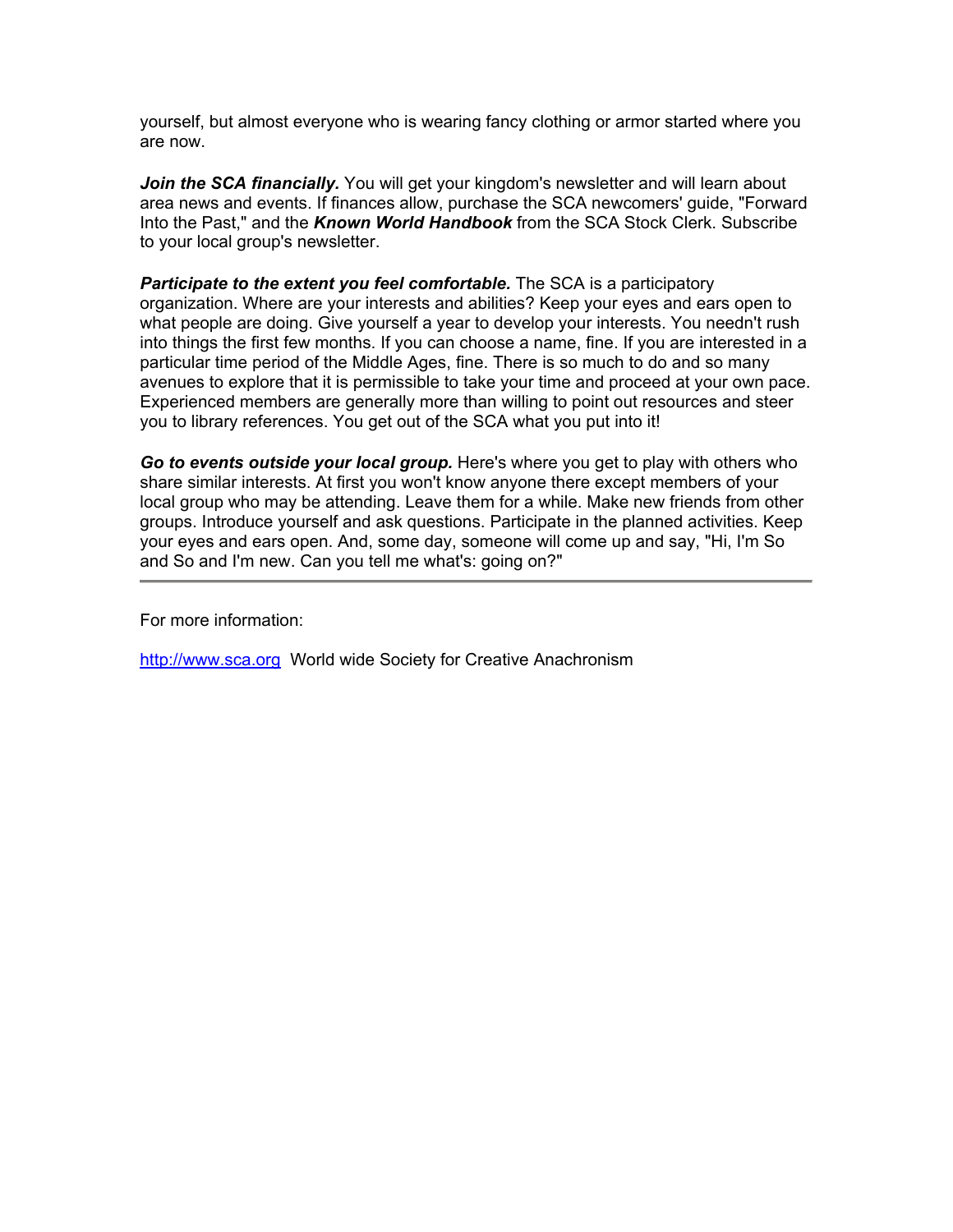yourself, but almost everyone who is wearing fancy clothing or armor started where you are now.

***Join the SCA financially.*** You will get your kingdom's newsletter and will learn about area news and events. If finances allow, purchase the SCA newcomers' guide, "Forward Into the Past," and the ***Known World Handbook*** from the SCA Stock Clerk. Subscribe to your local group's newsletter.

***Participate to the extent you feel comfortable.*** The SCA is a participatory organization. Where are your interests and abilities? Keep your eyes and ears open to what people are doing. Give yourself a year to develop your interests. You needn't rush into things the first few months. If you can choose a name, fine. If you are interested in a particular time period of the Middle Ages, fine. There is so much to do and so many avenues to explore that it is permissible to take your time and proceed at your own pace. Experienced members are generally more than willing to point out resources and steer you to library references. You get out of the SCA what you put into it!

***Go to events outside your local group.*** Here's where you get to play with others who share similar interests. At first you won't know anyone there except members of your local group who may be attending. Leave them for a while. Make new friends from other groups. Introduce yourself and ask questions. Participate in the planned activities. Keep your eyes and ears open. And, some day, someone will come up and say, "Hi, I'm So and So and I'm new. Can you tell me what's: going on?"

---

For more information:

[http://www.sca.org](http://www.sca.org) World wide Society for Creative Anachronism